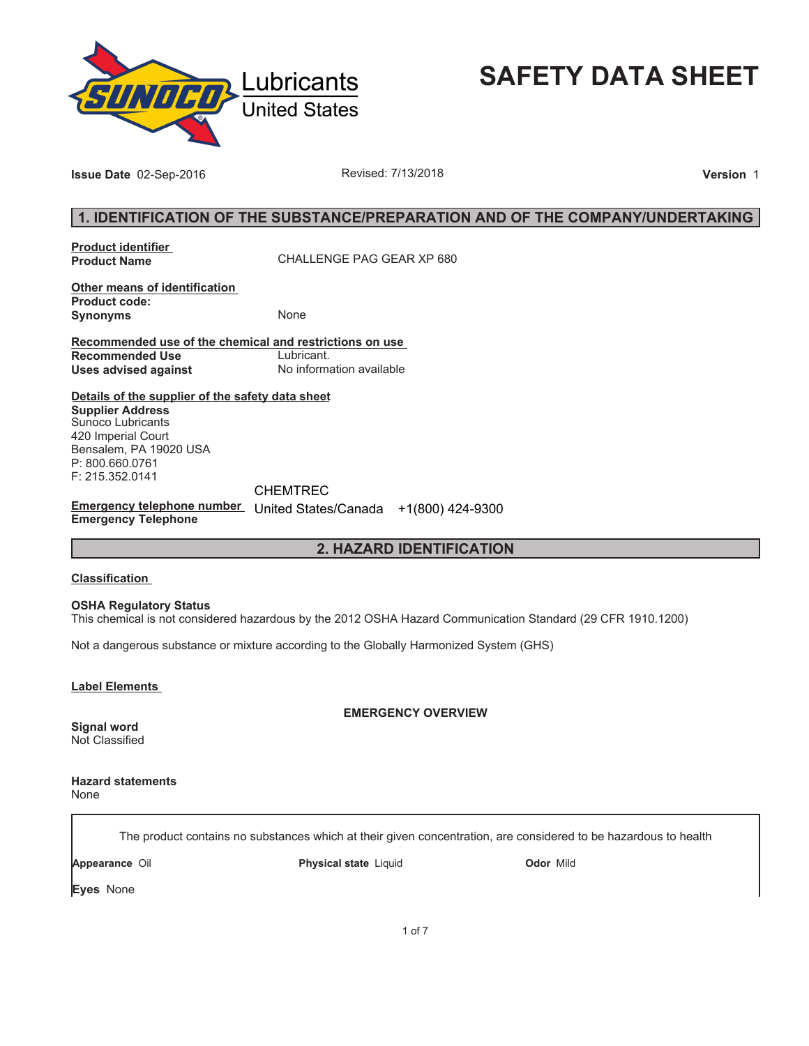Lubricants
United States

# SAFETY DATA SHEET

**Issue Date** 02-Sep-2016 | Revised: 7/13/2018 | **Version** 1

## 1. IDENTIFICATION OF THE SUBSTANCE/PREPARATION AND OF THE COMPANY/UNDERTAKING

**Product identifier**
**Product Name** CHALLENGE PAG GEAR XP 680

**Other means of identification**
**Product code:**
**Synonyms** None

**Recommended use of the chemical and restrictions on use**
**Recommended Use** Lubricant.
**Uses advised against** No information available

**Details of the supplier of the safety data sheet**
**Supplier Address**
Sunoco Lubricants
420 Imperial Court
Bensalem, PA 19020 USA
P: 800.660.0761
F: 215.352.0141

**Emergency telephone number**
**Emergency Telephone** CHEMTREC
United States/Canada +1(800) 424-9300

## 2. HAZARD IDENTIFICATION

**Classification**

**OSHA Regulatory Status**
This chemical is not considered hazardous by the 2012 OSHA Hazard Communication Standard (29 CFR 1910.1200)

Not a dangerous substance or mixture according to the Globally Harmonized System (GHS)

**Label Elements**

**EMERGENCY OVERVIEW**

**Signal word**
Not Classified

**Hazard statements**
None

The product contains no substances which at their given concentration, are considered to be hazardous to health

**Appearance** Oil | **Physical state** Liquid | **Odor** Mild

**Eyes** None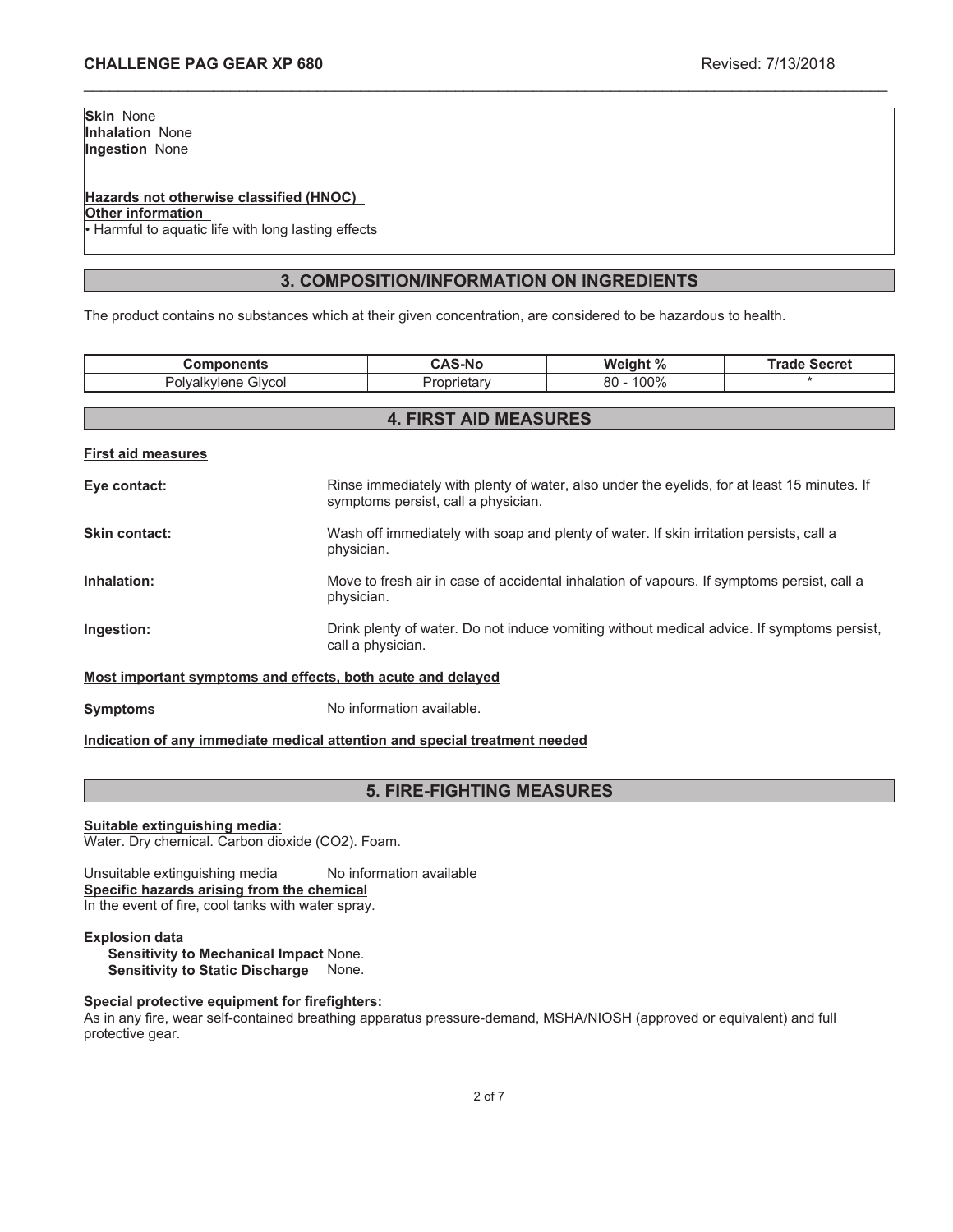**Skin** None
**Inhalation** None
**Ingestion** None

**Hazards not otherwise classified (HNOC)**
**Other information**
• Harmful to aquatic life with long lasting effects

## 3. COMPOSITION/INFORMATION ON INGREDIENTS

The product contains no substances which at their given concentration, are considered to be hazardous to health.

| Components | CAS-No | Weight % | Trade Secret |
|---|---|---|---|
| Polyalkylene Glycol | Proprietary | 80 - 100% | * |

## 4. FIRST AID MEASURES

**First aid measures**

**Eye contact:** Rinse immediately with plenty of water, also under the eyelids, for at least 15 minutes. If symptoms persist, call a physician.

**Skin contact:** Wash off immediately with soap and plenty of water. If skin irritation persists, call a physician.

**Inhalation:** Move to fresh air in case of accidental inhalation of vapours. If symptoms persist, call a physician.

**Ingestion:** Drink plenty of water. Do not induce vomiting without medical advice. If symptoms persist, call a physician.

**Most important symptoms and effects, both acute and delayed**

**Symptoms** No information available.

**Indication of any immediate medical attention and special treatment needed**

## 5. FIRE-FIGHTING MEASURES

**Suitable extinguishing media:**
Water. Dry chemical. Carbon dioxide ($CO_2$). Foam.

Unsuitable extinguishing media No information available
**Specific hazards arising from the chemical**
In the event of fire, cool tanks with water spray.

**Explosion data**
**Sensitivity to Mechanical Impact** None.
**Sensitivity to Static Discharge** None.

**Special protective equipment for firefighters:**
As in any fire, wear self-contained breathing apparatus pressure-demand, MSHA/NIOSH (approved or equivalent) and full protective gear.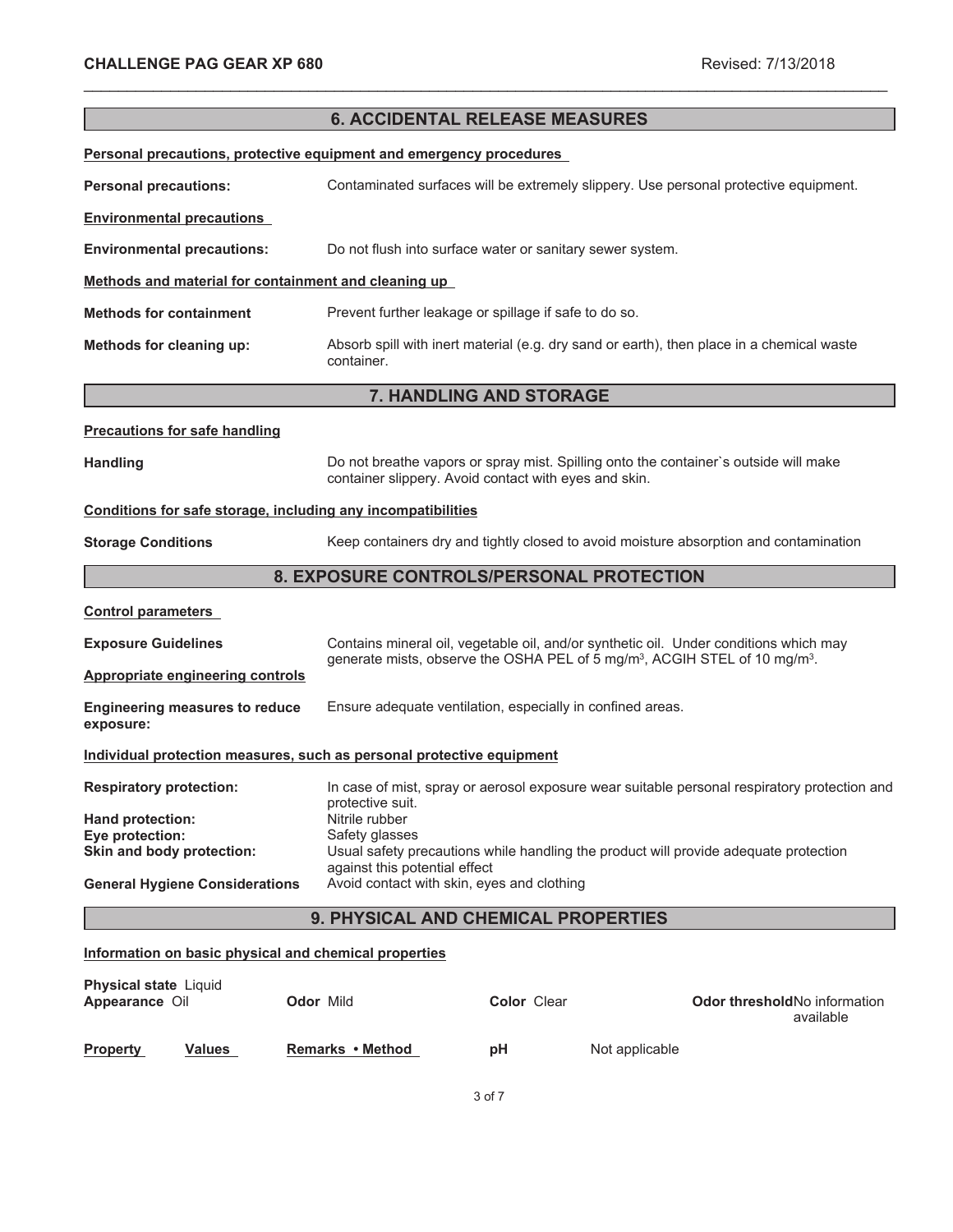## 6. ACCIDENTAL RELEASE MEASURES

**Personal precautions, protective equipment and emergency procedures**

**Personal precautions:** Contaminated surfaces will be extremely slippery. Use personal protective equipment.

**Environmental precautions**

**Environmental precautions:** Do not flush into surface water or sanitary sewer system.

**Methods and material for containment and cleaning up**

**Methods for containment** Prevent further leakage or spillage if safe to do so.

**Methods for cleaning up:** Absorb spill with inert material (e.g. dry sand or earth), then place in a chemical waste container.

## 7. HANDLING AND STORAGE

**Precautions for safe handling**

**Handling** Do not breathe vapors or spray mist. Spilling onto the container`s outside will make container slippery. Avoid contact with eyes and skin.

**Conditions for safe storage, including any incompatibilities**

**Storage Conditions** Keep containers dry and tightly closed to avoid moisture absorption and contamination

## 8. EXPOSURE CONTROLS/PERSONAL PROTECTION

**Control parameters**

**Exposure Guidelines** Contains mineral oil, vegetable oil, and/or synthetic oil. Under conditions which may generate mists, observe the OSHA PEL of 5 $mg/m^3$, ACGIH STEL of 10 $mg/m^3$.

**Appropriate engineering controls**

**Engineering measures to reduce exposure:** Ensure adequate ventilation, especially in confined areas.

**Individual protection measures, such as personal protective equipment**

**Respiratory protection:** In case of mist, spray or aerosol exposure wear suitable personal respiratory protection and protective suit.

**Hand protection:** Nitrile rubber

**Eye protection:** Safety glasses

**Skin and body protection:** Usual safety precautions while handling the product will provide adequate protection against this potential effect

**General Hygiene Considerations** Avoid contact with skin, eyes and clothing

## 9. PHYSICAL AND CHEMICAL PROPERTIES

**Information on basic physical and chemical properties**

**Physical state** Liquid

**Appearance** Oil **Odor** Mild **Color** Clear **Odor threshold** No information available

| Property | Values | Remarks • Method |
|---|---|---|
| pH | Not applicable | |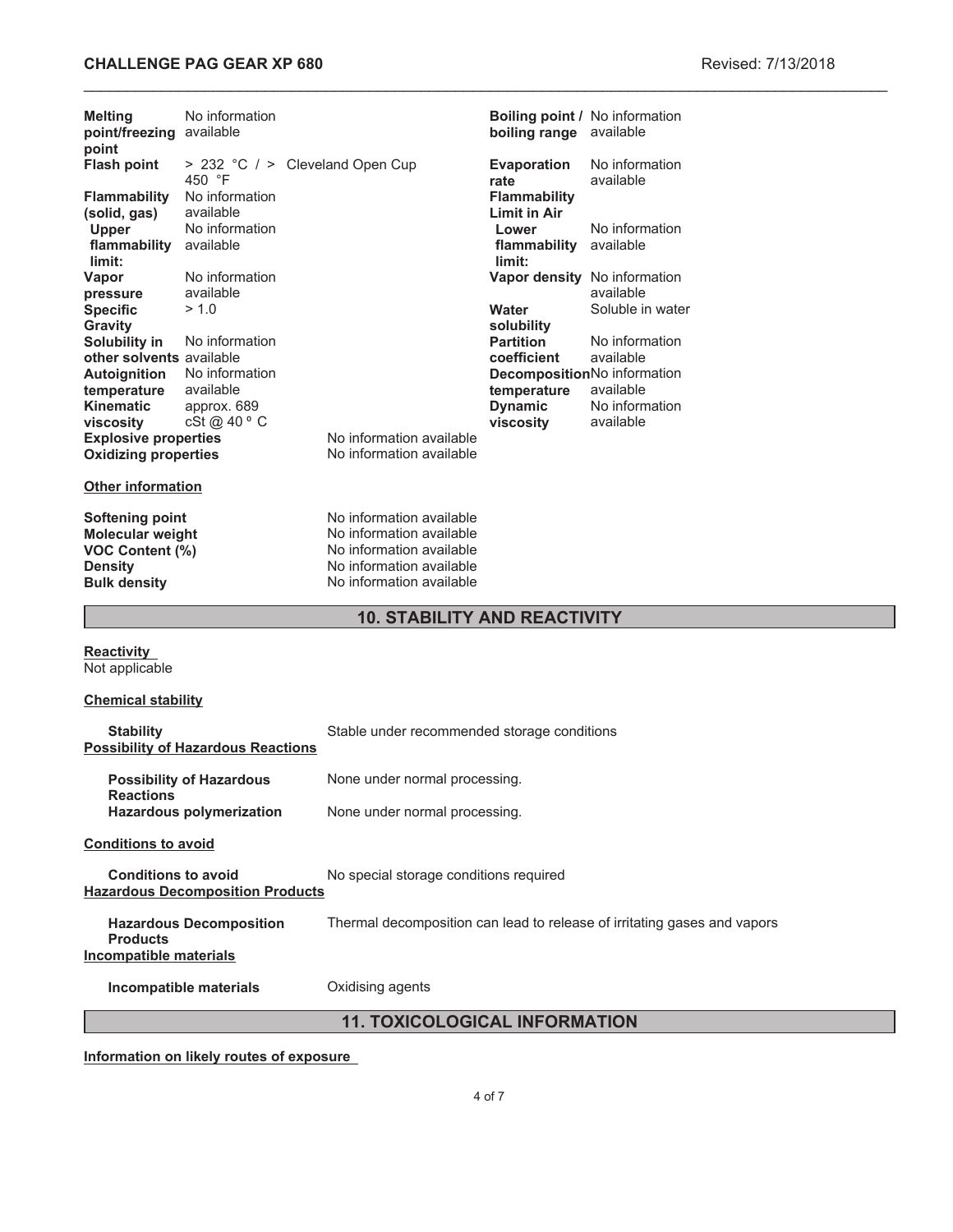| Property | Value | | Property | Value |
|---|---|---|---|---|
| **Melting point/freezing point** | No information available | | **Boiling point / boiling range** | No information available |
| **Flash point** | > 232 °C / > 450 °F | Cleveland Open Cup | **Evaporation rate** | No information available |
| **Flammability (solid, gas)** | No information available | | **Flammability Limit in Air** | |
| **Upper flammability limit:** | No information available | | **Lower flammability limit:** | No information available |
| **Vapor pressure** | No information available | | **Vapor density** | No information available |
| **Specific Gravity** | > 1.0 | | **Water solubility** | Soluble in water |
| **Solubility in other solvents** | No information available | | **Partition coefficient** | No information available |
| **Autoignition temperature** | No information available | | **Decomposition temperature** | No information available |
| **Kinematic viscosity** | approx. 689 cSt @ 40 º C | | **Dynamic viscosity** | No information available |
| **Explosive properties** | | No information available | | |
| **Oxidizing properties** | | No information available | | |

**Other information**

| | |
|---|---|
| **Softening point** | No information available |
| **Molecular weight** | No information available |
| **VOC Content (%)** | No information available |
| **Density** | No information available |
| **Bulk density** | No information available |

## 10. STABILITY AND REACTIVITY

**Reactivity**

Not applicable

**Chemical stability**

**Stability** — Stable under recommended storage conditions

**Possibility of Hazardous Reactions**

**Possibility of Hazardous Reactions** — None under normal processing.

**Hazardous polymerization** — None under normal processing.

**Conditions to avoid**

**Conditions to avoid** — No special storage conditions required

**Hazardous Decomposition Products**

**Hazardous Decomposition Products** — Thermal decomposition can lead to release of irritating gases and vapors

**Incompatible materials**

**Incompatible materials** — Oxidising agents

## 11. TOXICOLOGICAL INFORMATION

**Information on likely routes of exposure**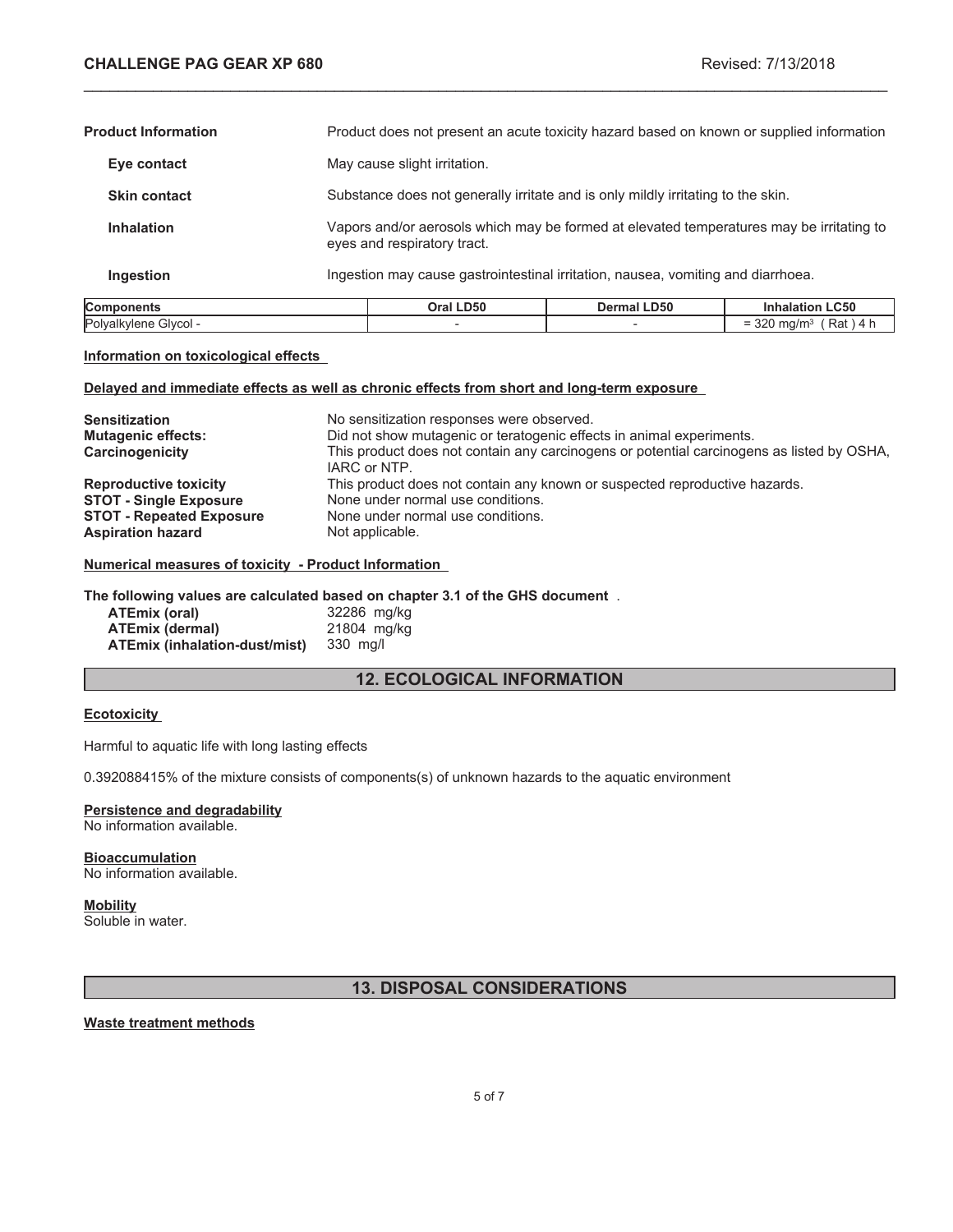| | |
|---|---|
| **Product Information** | Product does not present an acute toxicity hazard based on known or supplied information |
| **Eye contact** | May cause slight irritation. |
| **Skin contact** | Substance does not generally irritate and is only mildly irritating to the skin. |
| **Inhalation** | Vapors and/or aerosols which may be formed at elevated temperatures may be irritating to eyes and respiratory tract. |
| **Ingestion** | Ingestion may cause gastrointestinal irritation, nausea, vomiting and diarrhoea. |

| Components | Oral LD50 | Dermal LD50 | Inhalation LC50 |
|---|---|---|---|
| Polyalkylene Glycol - | - | - | = 320 mg/m³ ( Rat ) 4 h |

**Information on toxicological effects**

**Delayed and immediate effects as well as chronic effects from short and long-term exposure**

| | |
|---|---|
| **Sensitization** | No sensitization responses were observed. |
| **Mutagenic effects:** | Did not show mutagenic or teratogenic effects in animal experiments. |
| **Carcinogenicity** | This product does not contain any carcinogens or potential carcinogens as listed by OSHA, IARC or NTP. |
| **Reproductive toxicity** | This product does not contain any known or suspected reproductive hazards. |
| **STOT - Single Exposure** | None under normal use conditions. |
| **STOT - Repeated Exposure** | None under normal use conditions. |
| **Aspiration hazard** | Not applicable. |

**Numerical measures of toxicity - Product Information**

**The following values are calculated based on chapter 3.1 of the GHS document** .

| | |
|---|---|
| **ATEmix (oral)** | 32286 mg/kg |
| **ATEmix (dermal)** | 21804 mg/kg |
| **ATEmix (inhalation-dust/mist)** | 330 mg/l |

## 12. ECOLOGICAL INFORMATION

**Ecotoxicity**

Harmful to aquatic life with long lasting effects

0.392088415% of the mixture consists of components(s) of unknown hazards to the aquatic environment

**Persistence and degradability**
No information available.

**Bioaccumulation**
No information available.

**Mobility**
Soluble in water.

## 13. DISPOSAL CONSIDERATIONS

**Waste treatment methods**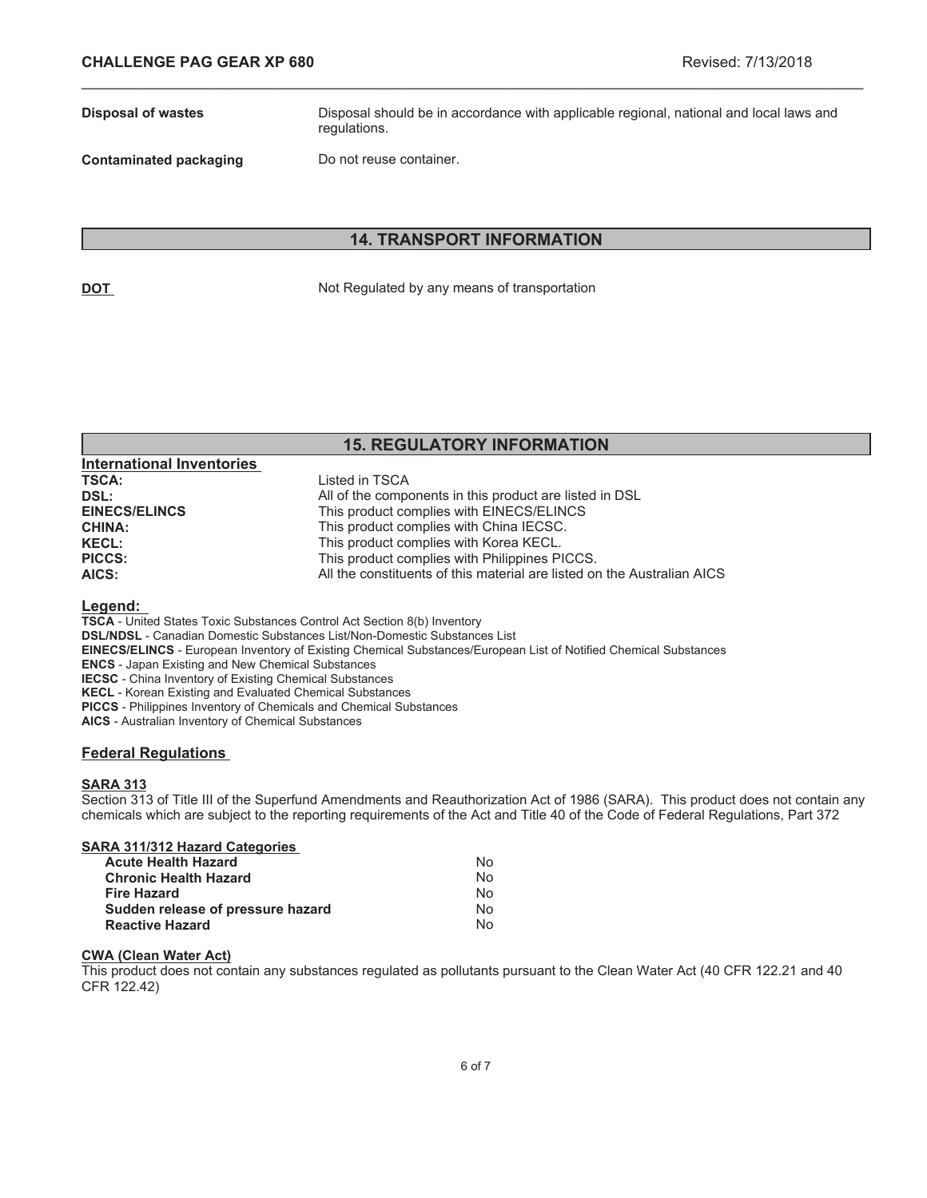**Disposal of wastes** Disposal should be in accordance with applicable regional, national and local laws and regulations.

**Contaminated packaging** Do not reuse container.

## 14. TRANSPORT INFORMATION

**DOT** Not Regulated by any means of transportation

## 15. REGULATORY INFORMATION

### International Inventories

| | |
|---|---|
| **TSCA:** | Listed in TSCA |
| **DSL:** | All of the components in this product are listed in DSL |
| **EINECS/ELINCS** | This product complies with EINECS/ELINCS |
| **CHINA:** | This product complies with China IECSC. |
| **KECL:** | This product complies with Korea KECL. |
| **PICCS:** | This product complies with Philippines PICCS. |
| **AICS:** | All the constituents of this material are listed on the Australian AICS |

**Legend:**

**TSCA** - United States Toxic Substances Control Act Section 8(b) Inventory
**DSL/NDSL** - Canadian Domestic Substances List/Non-Domestic Substances List
**EINECS/ELINCS** - European Inventory of Existing Chemical Substances/European List of Notified Chemical Substances
**ENCS** - Japan Existing and New Chemical Substances
**IECSC** - China Inventory of Existing Chemical Substances
**KECL** - Korean Existing and Evaluated Chemical Substances
**PICCS** - Philippines Inventory of Chemicals and Chemical Substances
**AICS** - Australian Inventory of Chemical Substances

### Federal Regulations

**SARA 313**

Section 313 of Title III of the Superfund Amendments and Reauthorization Act of 1986 (SARA). This product does not contain any chemicals which are subject to the reporting requirements of the Act and Title 40 of the Code of Federal Regulations, Part 372

**SARA 311/312 Hazard Categories**

| | |
|---|---|
| **Acute Health Hazard** | No |
| **Chronic Health Hazard** | No |
| **Fire Hazard** | No |
| **Sudden release of pressure hazard** | No |
| **Reactive Hazard** | No |

**CWA (Clean Water Act)**

This product does not contain any substances regulated as pollutants pursuant to the Clean Water Act (40 CFR 122.21 and 40 CFR 122.42)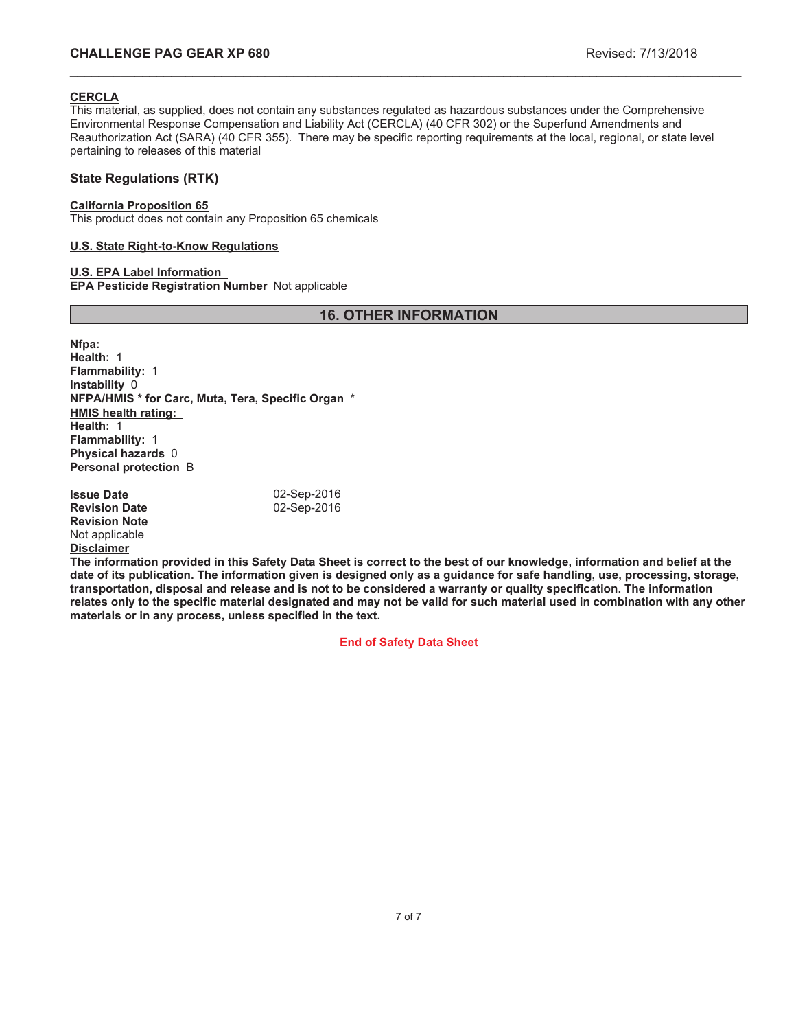**CERCLA**

This material, as supplied, does not contain any substances regulated as hazardous substances under the Comprehensive Environmental Response Compensation and Liability Act (CERCLA) (40 CFR 302) or the Superfund Amendments and Reauthorization Act (SARA) (40 CFR 355). There may be specific reporting requirements at the local, regional, or state level pertaining to releases of this material

### State Regulations (RTK)

**California Proposition 65**

This product does not contain any Proposition 65 chemicals

**U.S. State Right-to-Know Regulations**

**U.S. EPA Label Information**

**EPA Pesticide Registration Number** Not applicable

## 16. OTHER INFORMATION

**Nfpa:**

**Health:** 1

**Flammability:** 1

**Instability** 0

**NFPA/HMIS * for Carc, Muta, Tera, Specific Organ** *

**HMIS health rating:**

**Health:** 1

**Flammability:** 1

**Physical hazards** 0

**Personal protection** B

**Issue Date** 02-Sep-2016

**Revision Date** 02-Sep-2016

**Revision Note**

Not applicable

**Disclaimer**

**The information provided in this Safety Data Sheet is correct to the best of our knowledge, information and belief at the date of its publication. The information given is designed only as a guidance for safe handling, use, processing, storage, transportation, disposal and release and is not to be considered a warranty or quality specification. The information relates only to the specific material designated and may not be valid for such material used in combination with any other materials or in any process, unless specified in the text.**

**End of Safety Data Sheet**